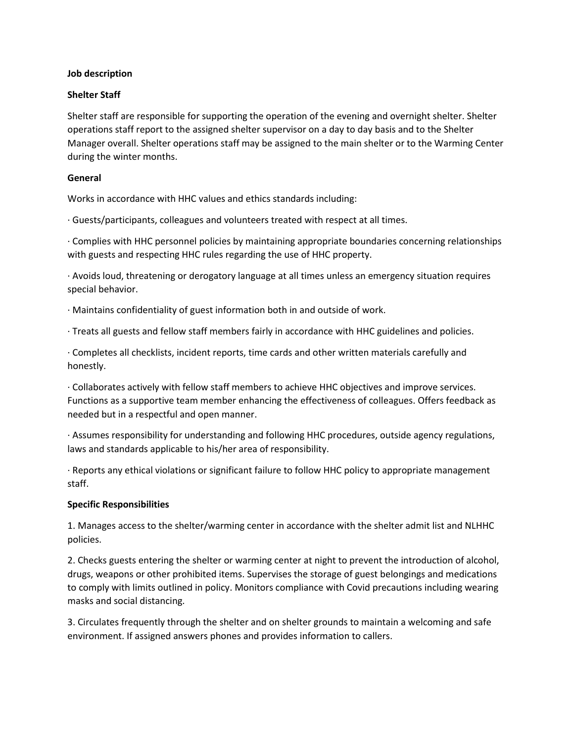**Job description**

**Shelter Staff**

Shelter staff are responsible for supporting the operation of the evening and overnight shelter. Shelter operations staff report to the assigned shelter supervisor on a day to day basis and to the Shelter Manager overall. Shelter operations staff may be assigned to the main shelter or to the Warming Center during the winter months.

**General**

Works in accordance with HHC values and ethics standards including:

· Guests/participants, colleagues and volunteers treated with respect at all times.

· Complies with HHC personnel policies by maintaining appropriate boundaries concerning relationships with guests and respecting HHC rules regarding the use of HHC property.

· Avoids loud, threatening or derogatory language at all times unless an emergency situation requires special behavior.

· Maintains confidentiality of guest information both in and outside of work.

· Treats all guests and fellow staff members fairly in accordance with HHC guidelines and policies.

· Completes all checklists, incident reports, time cards and other written materials carefully and honestly.

· Collaborates actively with fellow staff members to achieve HHC objectives and improve services. Functions as a supportive team member enhancing the effectiveness of colleagues. Offers feedback as needed but in a respectful and open manner.

· Assumes responsibility for understanding and following HHC procedures, outside agency regulations, laws and standards applicable to his/her area of responsibility.

· Reports any ethical violations or significant failure to follow HHC policy to appropriate management staff.

**Specific Responsibilities**

1. Manages access to the shelter/warming center in accordance with the shelter admit list and NLHHC policies.

2. Checks guests entering the shelter or warming center at night to prevent the introduction of alcohol, drugs, weapons or other prohibited items. Supervises the storage of guest belongings and medications to comply with limits outlined in policy. Monitors compliance with Covid precautions including wearing masks and social distancing.

3. Circulates frequently through the shelter and on shelter grounds to maintain a welcoming and safe environment. If assigned answers phones and provides information to callers.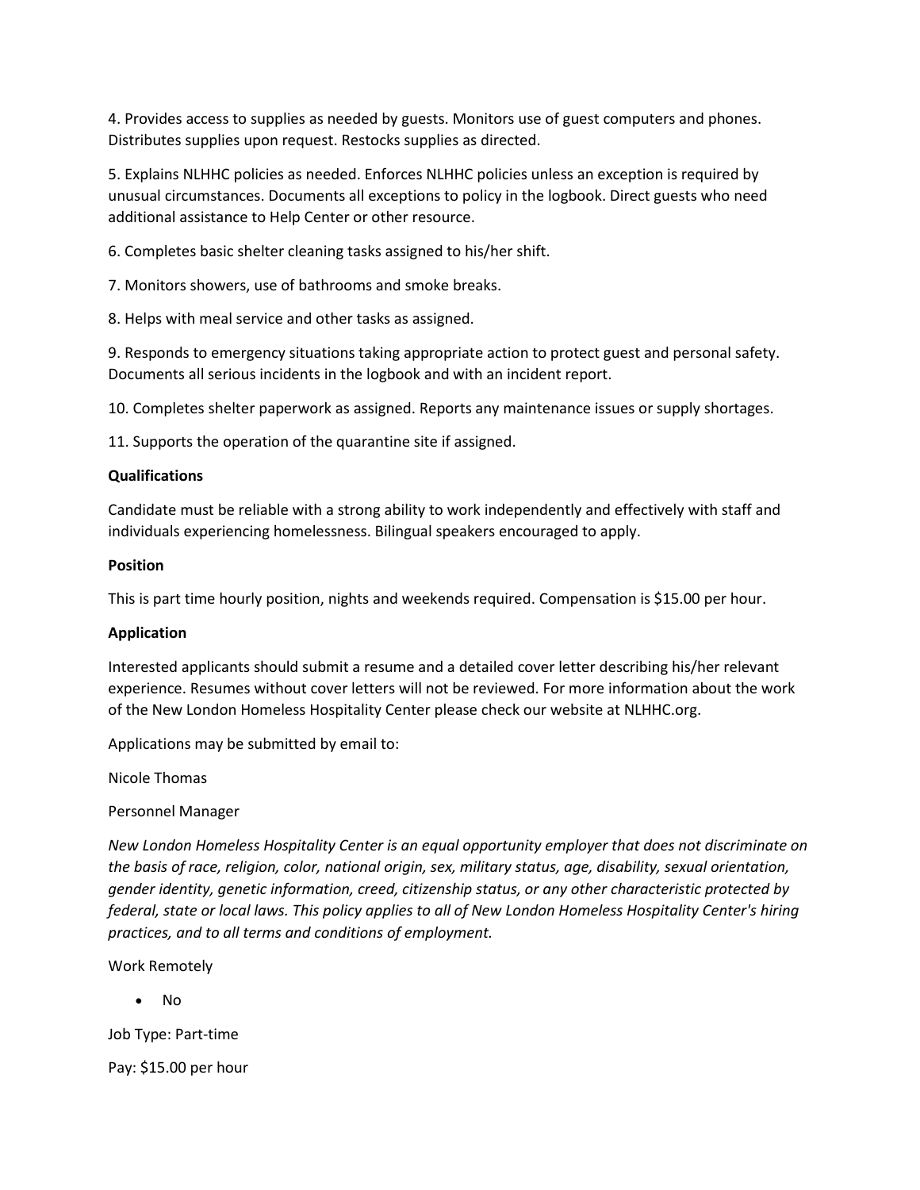4. Provides access to supplies as needed by guests. Monitors use of guest computers and phones. Distributes supplies upon request. Restocks supplies as directed.

5. Explains NLHHC policies as needed. Enforces NLHHC policies unless an exception is required by unusual circumstances. Documents all exceptions to policy in the logbook. Direct guests who need additional assistance to Help Center or other resource.

6. Completes basic shelter cleaning tasks assigned to his/her shift.

7. Monitors showers, use of bathrooms and smoke breaks.

8. Helps with meal service and other tasks as assigned.

9. Responds to emergency situations taking appropriate action to protect guest and personal safety. Documents all serious incidents in the logbook and with an incident report.

10. Completes shelter paperwork as assigned. Reports any maintenance issues or supply shortages.

11. Supports the operation of the quarantine site if assigned.

**Qualifications**

Candidate must be reliable with a strong ability to work independently and effectively with staff and individuals experiencing homelessness. Bilingual speakers encouraged to apply.

**Position**

This is part time hourly position, nights and weekends required. Compensation is $15.00 per hour.

**Application**

Interested applicants should submit a resume and a detailed cover letter describing his/her relevant experience. Resumes without cover letters will not be reviewed. For more information about the work of the New London Homeless Hospitality Center please check our website at NLHHC.org.

Applications may be submitted by email to:

Nicole Thomas

Personnel Manager

*New London Homeless Hospitality Center is an equal opportunity employer that does not discriminate on the basis of race, religion, color, national origin, sex, military status, age, disability, sexual orientation, gender identity, genetic information, creed, citizenship status, or any other characteristic protected by federal, state or local laws. This policy applies to all of New London Homeless Hospitality Center's hiring practices, and to all terms and conditions of employment.*

Work Remotely

- No

Job Type: Part-time

Pay: $15.00 per hour